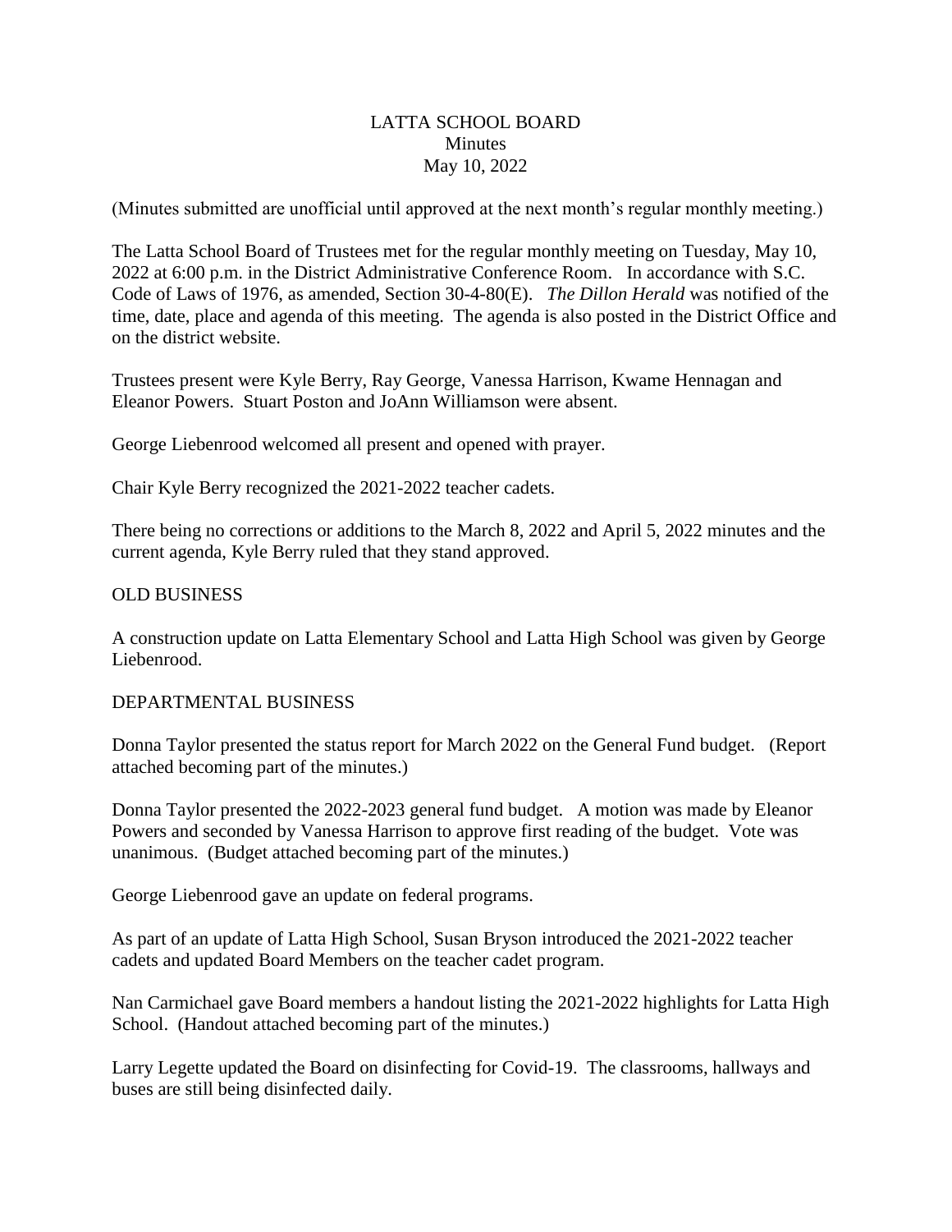# LATTA SCHOOL BOARD
## Minutes
### May 10, 2022

(Minutes submitted are unofficial until approved at the next month's regular monthly meeting.)

The Latta School Board of Trustees met for the regular monthly meeting on Tuesday, May 10, 2022 at 6:00 p.m. in the District Administrative Conference Room. In accordance with S.C. Code of Laws of 1976, as amended, Section 30-4-80(E). *The Dillon Herald* was notified of the time, date, place and agenda of this meeting. The agenda is also posted in the District Office and on the district website.

Trustees present were Kyle Berry, Ray George, Vanessa Harrison, Kwame Hennagan and Eleanor Powers. Stuart Poston and JoAnn Williamson were absent.

George Liebenrood welcomed all present and opened with prayer.

Chair Kyle Berry recognized the 2021-2022 teacher cadets.

There being no corrections or additions to the March 8, 2022 and April 5, 2022 minutes and the current agenda, Kyle Berry ruled that they stand approved.

OLD BUSINESS

A construction update on Latta Elementary School and Latta High School was given by George Liebenrood.

DEPARTMENTAL BUSINESS

Donna Taylor presented the status report for March 2022 on the General Fund budget. (Report attached becoming part of the minutes.)

Donna Taylor presented the 2022-2023 general fund budget. A motion was made by Eleanor Powers and seconded by Vanessa Harrison to approve first reading of the budget. Vote was unanimous. (Budget attached becoming part of the minutes.)

George Liebenrood gave an update on federal programs.

As part of an update of Latta High School, Susan Bryson introduced the 2021-2022 teacher cadets and updated Board Members on the teacher cadet program.

Nan Carmichael gave Board members a handout listing the 2021-2022 highlights for Latta High School. (Handout attached becoming part of the minutes.)

Larry Legette updated the Board on disinfecting for Covid-19. The classrooms, hallways and buses are still being disinfected daily.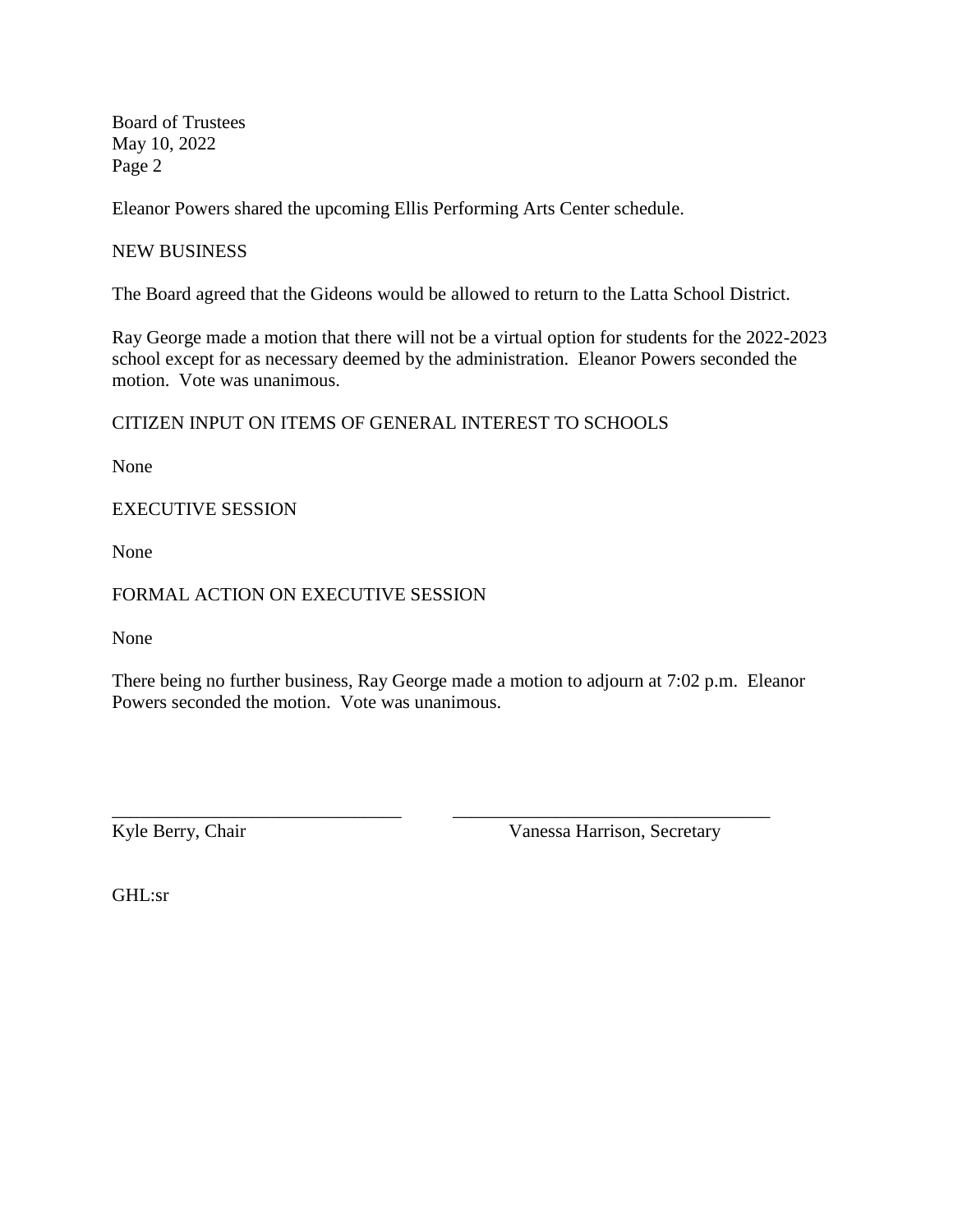Eleanor Powers shared the upcoming Ellis Performing Arts Center schedule.

## NEW BUSINESS

The Board agreed that the Gideons would be allowed to return to the Latta School District.

Ray George made a motion that there will not be a virtual option for students for the 2022-2023 school except for as necessary deemed by the administration. Eleanor Powers seconded the motion. Vote was unanimous.

## CITIZEN INPUT ON ITEMS OF GENERAL INTEREST TO SCHOOLS

None

## EXECUTIVE SESSION

None

## FORMAL ACTION ON EXECUTIVE SESSION

None

There being no further business, Ray George made a motion to adjourn at 7:02 p.m. Eleanor Powers seconded the motion. Vote was unanimous.

_______________________________ _________________________________

Kyle Berry, Chair Vanessa Harrison, Secretary

GHL:sr